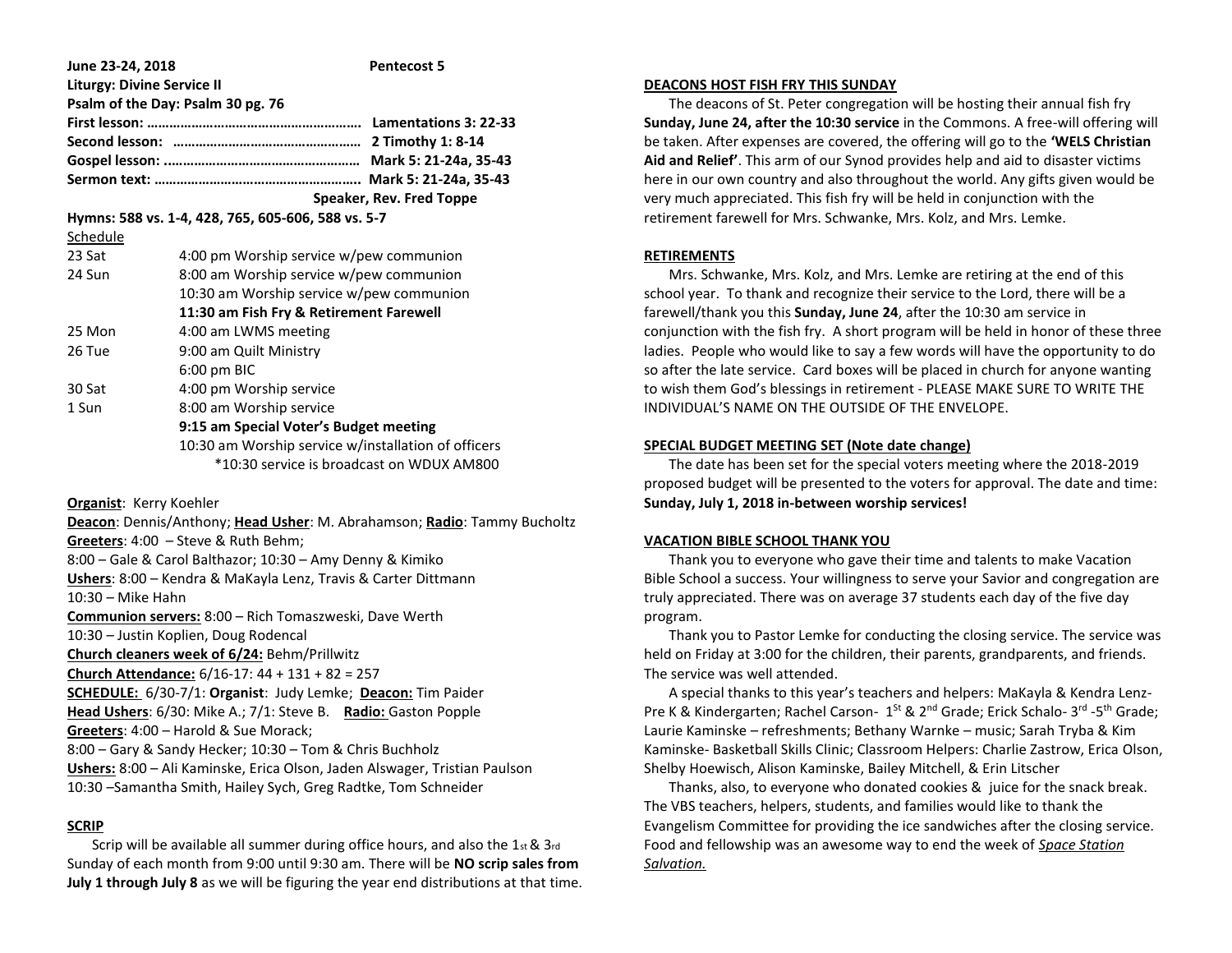**June 23-24, 2018** **Pentecost 5**

**Liturgy: Divine Service II**

**Psalm of the Day: Psalm 30 pg. 76**

**First lesson: ………………………………………………… Lamentations 3: 22-33**

**Second lesson: ………………………………………… 2 Timothy 1: 8-14**

**Gospel lesson: .…………………………………………… Mark 5: 21-24a, 35-43**

**Sermon text: ………………………………………………. Mark 5: 21-24a, 35-43**

**Speaker, Rev. Fred Toppe**

**Hymns: 588 vs. 1-4, 428, 765, 605-606, 588 vs. 5-7**

Schedule

| | |
|---|---|
| 23 Sat | 4:00 pm Worship service w/pew communion |
| 24 Sun | 8:00 am Worship service w/pew communion |
| | 10:30 am Worship service w/pew communion |
| | **11:30 am Fish Fry & Retirement Farewell** |
| 25 Mon | 4:00 am LWMS meeting |
| 26 Tue | 9:00 am Quilt Ministry |
| | 6:00 pm BIC |
| 30 Sat | 4:00 pm Worship service |
| 1 Sun | 8:00 am Worship service |
| | **9:15 am Special Voter's Budget meeting** |
| | 10:30 am Worship service w/installation of officers |
| | *10:30 service is broadcast on WDUX AM800 |

**Organist**: Kerry Koehler

**Deacon**: Dennis/Anthony; **Head Usher**: M. Abrahamson; **Radio**: Tammy Bucholtz

**Greeters**: 4:00 – Steve & Ruth Behm;
8:00 – Gale & Carol Balthazor; 10:30 – Amy Denny & Kimiko

**Ushers**: 8:00 – Kendra & MaKayla Lenz, Travis & Carter Dittmann
10:30 – Mike Hahn

**Communion servers:** 8:00 – Rich Tomaszweski, Dave Werth
10:30 – Justin Koplien, Doug Rodencal

**Church cleaners week of 6/24:** Behm/Prillwitz

**Church Attendance:** 6/16-17: 44 + 131 + 82 = 257

**SCHEDULE:** 6/30-7/1: **Organist**: Judy Lemke; **Deacon:** Tim Paider

**Head Ushers**: 6/30: Mike A.; 7/1: Steve B. **Radio:** Gaston Popple

**Greeters**: 4:00 – Harold & Sue Morack;
8:00 – Gary & Sandy Hecker; 10:30 – Tom & Chris Buchholz

**Ushers:** 8:00 – Ali Kaminske, Erica Olson, Jaden Alswager, Tristian Paulson
10:30 –Samantha Smith, Hailey Sych, Greg Radtke, Tom Schneider

**SCRIP**

Scrip will be available all summer during office hours, and also the 1st & 3rd Sunday of each month from 9:00 until 9:30 am. There will be **NO scrip sales from July 1 through July 8** as we will be figuring the year end distributions at that time.

**DEACONS HOST FISH FRY THIS SUNDAY**

The deacons of St. Peter congregation will be hosting their annual fish fry **Sunday, June 24, after the 10:30 service** in the Commons. A free-will offering will be taken. After expenses are covered, the offering will go to the **'WELS Christian Aid and Relief'**. This arm of our Synod provides help and aid to disaster victims here in our own country and also throughout the world. Any gifts given would be very much appreciated. This fish fry will be held in conjunction with the retirement farewell for Mrs. Schwanke, Mrs. Kolz, and Mrs. Lemke.

**RETIREMENTS**

Mrs. Schwanke, Mrs. Kolz, and Mrs. Lemke are retiring at the end of this school year. To thank and recognize their service to the Lord, there will be a farewell/thank you this **Sunday, June 24**, after the 10:30 am service in conjunction with the fish fry. A short program will be held in honor of these three ladies. People who would like to say a few words will have the opportunity to do so after the late service. Card boxes will be placed in church for anyone wanting to wish them God's blessings in retirement - PLEASE MAKE SURE TO WRITE THE INDIVIDUAL'S NAME ON THE OUTSIDE OF THE ENVELOPE.

**SPECIAL BUDGET MEETING SET (Note date change)**

The date has been set for the special voters meeting where the 2018-2019 proposed budget will be presented to the voters for approval. The date and time: **Sunday, July 1, 2018 in-between worship services!**

**VACATION BIBLE SCHOOL THANK YOU**

Thank you to everyone who gave their time and talents to make Vacation Bible School a success. Your willingness to serve your Savior and congregation are truly appreciated. There was on average 37 students each day of the five day program.

Thank you to Pastor Lemke for conducting the closing service. The service was held on Friday at 3:00 for the children, their parents, grandparents, and friends. The service was well attended.

A special thanks to this year's teachers and helpers: MaKayla & Kendra Lenz-Pre K & Kindergarten; Rachel Carson- 1st & 2nd Grade; Erick Schalo- 3rd -5th Grade; Laurie Kaminske – refreshments; Bethany Warnke – music; Sarah Tryba & Kim Kaminske- Basketball Skills Clinic; Classroom Helpers: Charlie Zastrow, Erica Olson, Shelby Hoewisch, Alison Kaminske, Bailey Mitchell, & Erin Litscher

Thanks, also, to everyone who donated cookies & juice for the snack break. The VBS teachers, helpers, students, and families would like to thank the Evangelism Committee for providing the ice sandwiches after the closing service. Food and fellowship was an awesome way to end the week of *Space Station Salvation.*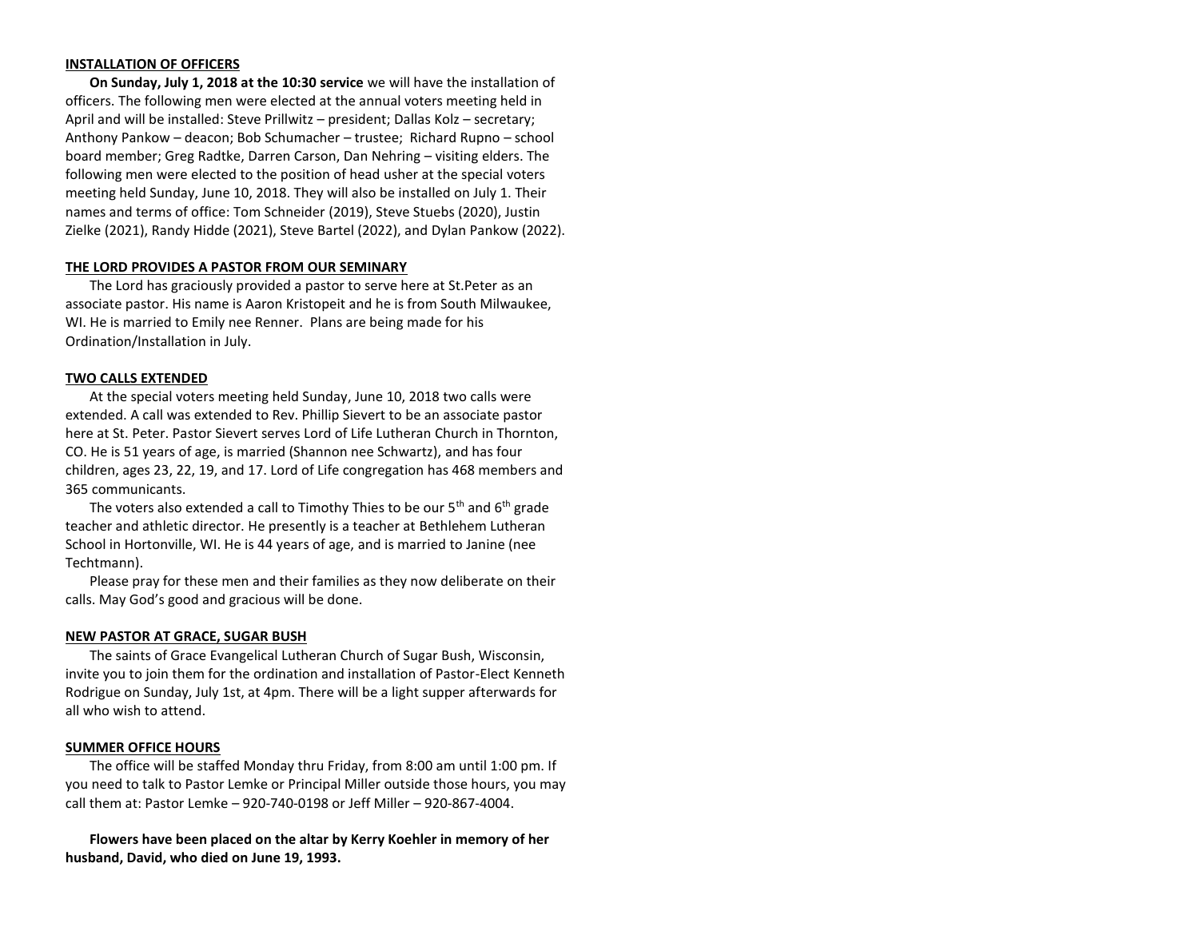**INSTALLATION OF OFFICERS**

**On Sunday, July 1, 2018 at the 10:30 service** we will have the installation of officers. The following men were elected at the annual voters meeting held in April and will be installed: Steve Prillwitz – president; Dallas Kolz – secretary; Anthony Pankow – deacon; Bob Schumacher – trustee; Richard Rupno – school board member; Greg Radtke, Darren Carson, Dan Nehring – visiting elders. The following men were elected to the position of head usher at the special voters meeting held Sunday, June 10, 2018. They will also be installed on July 1. Their names and terms of office: Tom Schneider (2019), Steve Stuebs (2020), Justin Zielke (2021), Randy Hidde (2021), Steve Bartel (2022), and Dylan Pankow (2022).

**THE LORD PROVIDES A PASTOR FROM OUR SEMINARY**

The Lord has graciously provided a pastor to serve here at St.Peter as an associate pastor. His name is Aaron Kristopeit and he is from South Milwaukee, WI. He is married to Emily nee Renner. Plans are being made for his Ordination/Installation in July.

**TWO CALLS EXTENDED**

At the special voters meeting held Sunday, June 10, 2018 two calls were extended. A call was extended to Rev. Phillip Sievert to be an associate pastor here at St. Peter. Pastor Sievert serves Lord of Life Lutheran Church in Thornton, CO. He is 51 years of age, is married (Shannon nee Schwartz), and has four children, ages 23, 22, 19, and 17. Lord of Life congregation has 468 members and 365 communicants.

The voters also extended a call to Timothy Thies to be our 5th and 6th grade teacher and athletic director. He presently is a teacher at Bethlehem Lutheran School in Hortonville, WI. He is 44 years of age, and is married to Janine (nee Techtmann).

Please pray for these men and their families as they now deliberate on their calls. May God's good and gracious will be done.

**NEW PASTOR AT GRACE, SUGAR BUSH**

The saints of Grace Evangelical Lutheran Church of Sugar Bush, Wisconsin, invite you to join them for the ordination and installation of Pastor-Elect Kenneth Rodrigue on Sunday, July 1st, at 4pm. There will be a light supper afterwards for all who wish to attend.

**SUMMER OFFICE HOURS**

The office will be staffed Monday thru Friday, from 8:00 am until 1:00 pm. If you need to talk to Pastor Lemke or Principal Miller outside those hours, you may call them at: Pastor Lemke – 920-740-0198 or Jeff Miller – 920-867-4004.

**Flowers have been placed on the altar by Kerry Koehler in memory of her husband, David, who died on June 19, 1993.**